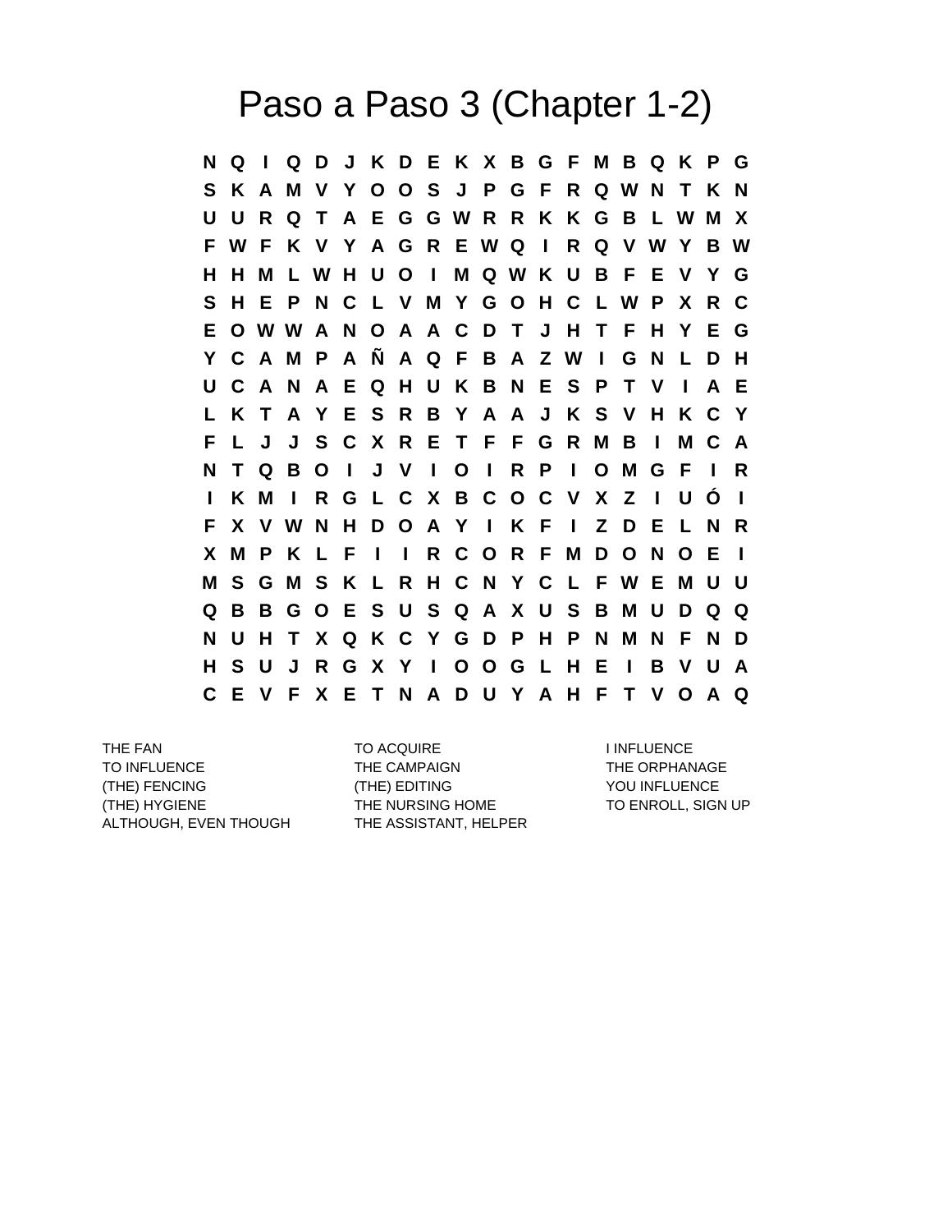# Paso a Paso 3 (Chapter 1-2)

```
N Q I Q D J K D E K X B G F M B Q K P G
S K A M V Y O O S J P G F R Q W N T K N
U U R Q T A E G G W R R K K G B L W M X
F W F K V Y A G R E W Q I R Q V W Y B W
H H M L W H U O I M Q W K U B F E V Y G
S H E P N C L V M Y G O H C L W P X R C
E O W W A N O A A C D T J H T F H Y E G
Y C A M P A Ñ A Q F B A Z W I G N L D H
U C A N A E Q H U K B N E S P T V I A E
L K T A Y E S R B Y A A J K S V H K C Y
F L J J S C X R E T F F G R M B I M C A
N T Q B O I J V I O I R P I O M G F I R
I K M I R G L C X B C O C V X Z I U Ó I
F X V W N H D O A Y I K F I Z D E L N R
X M P K L F I I R C O R F M D O N O E I
M S G M S K L R H C N Y C L F W E M U U
Q B B G O E S U S Q A X U S B M U D Q Q
N U H T X Q K C Y G D P H P N M N F N D
H S U J R G X Y I O O G L H E I B V U A
C E V F X E T N A D U Y A H F T V O A Q
```

THE FAN
TO INFLUENCE
(THE) FENCING
(THE) HYGIENE
ALTHOUGH, EVEN THOUGH

TO ACQUIRE
THE CAMPAIGN
(THE) EDITING
THE NURSING HOME
THE ASSISTANT, HELPER

I INFLUENCE
THE ORPHANAGE
YOU INFLUENCE
TO ENROLL, SIGN UP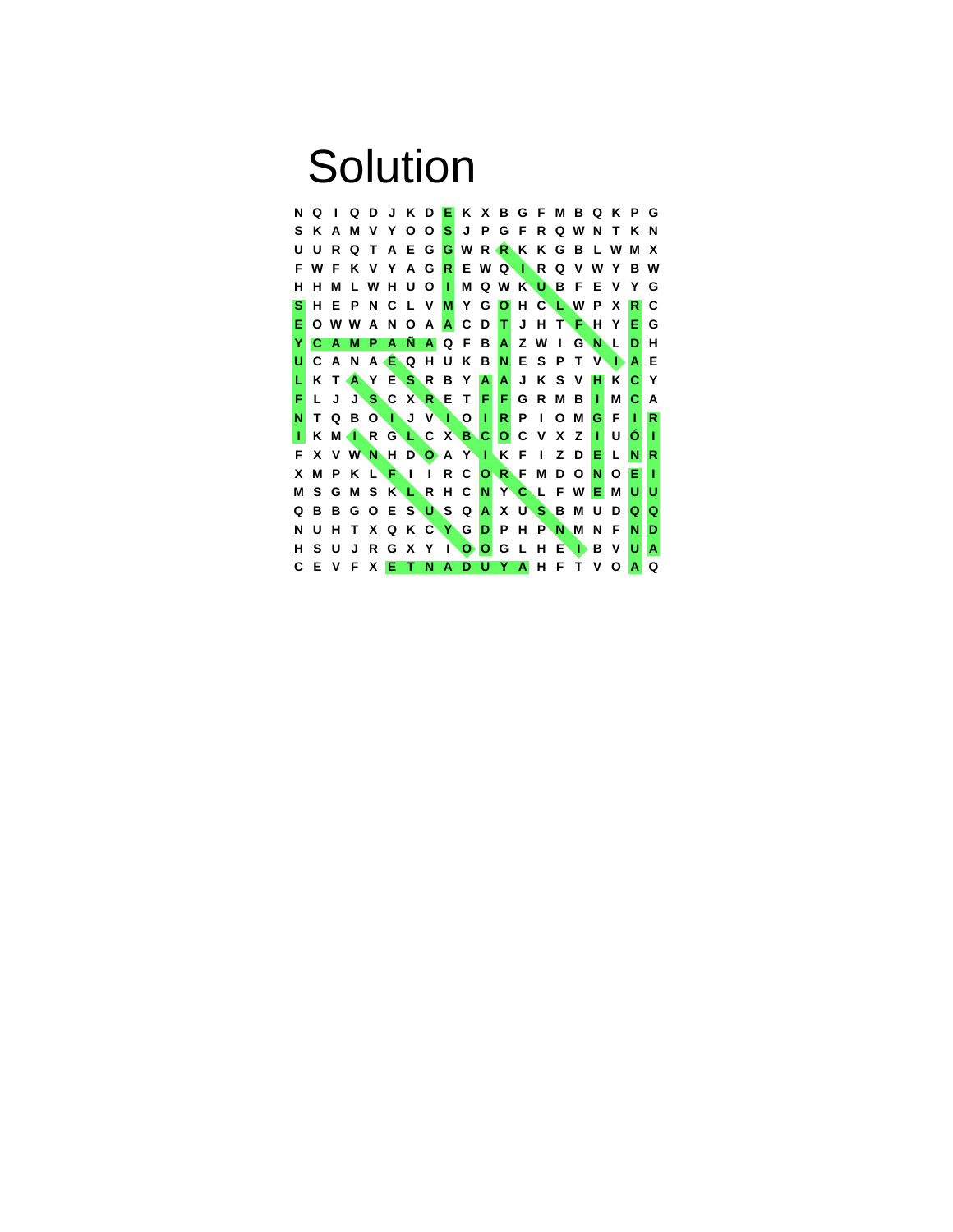# Solution

```
N Q I Q D J K D E K X B G F M B Q K P G
S K A M V Y O O S J P G F R Q W N T K N
U U R Q T A E G G W R R K K G B L W M X
F W F K V Y A G R E W Q I R Q V W Y B W
H H M L W H U O I M Q W K U B F E V Y G
S H E P N C L V M Y G O H C L W P X R C
E O W W A N O A A C D T J H T F H Y E G
Y C A M P A Ñ A Q F B A Z W I G N L D H
U C A N A E Q H U K B N E S P T V I A E
L K T A Y E S R B Y A A J K S V H K C Y
F L J J S C X R E T F F G R M B I M C A
N T Q B O I J V I O I R P I O M G F I R
I K M I R G L C X B C O C V X Z I U Ó I
F X V W N H D O A Y I K F I Z D E L N R
X M P K L F I I R C O R F M D O N O E I
M S G M S K L R H C N Y C L F W E M U U
Q B B G O E S U S Q A X U S B M U D Q Q
N U H T X Q K C Y G D P H P N M N F N D
H S U J R G X Y I O O G L H E I B V U A
C E V F X E T N A D U Y A H F T V O A Q
```